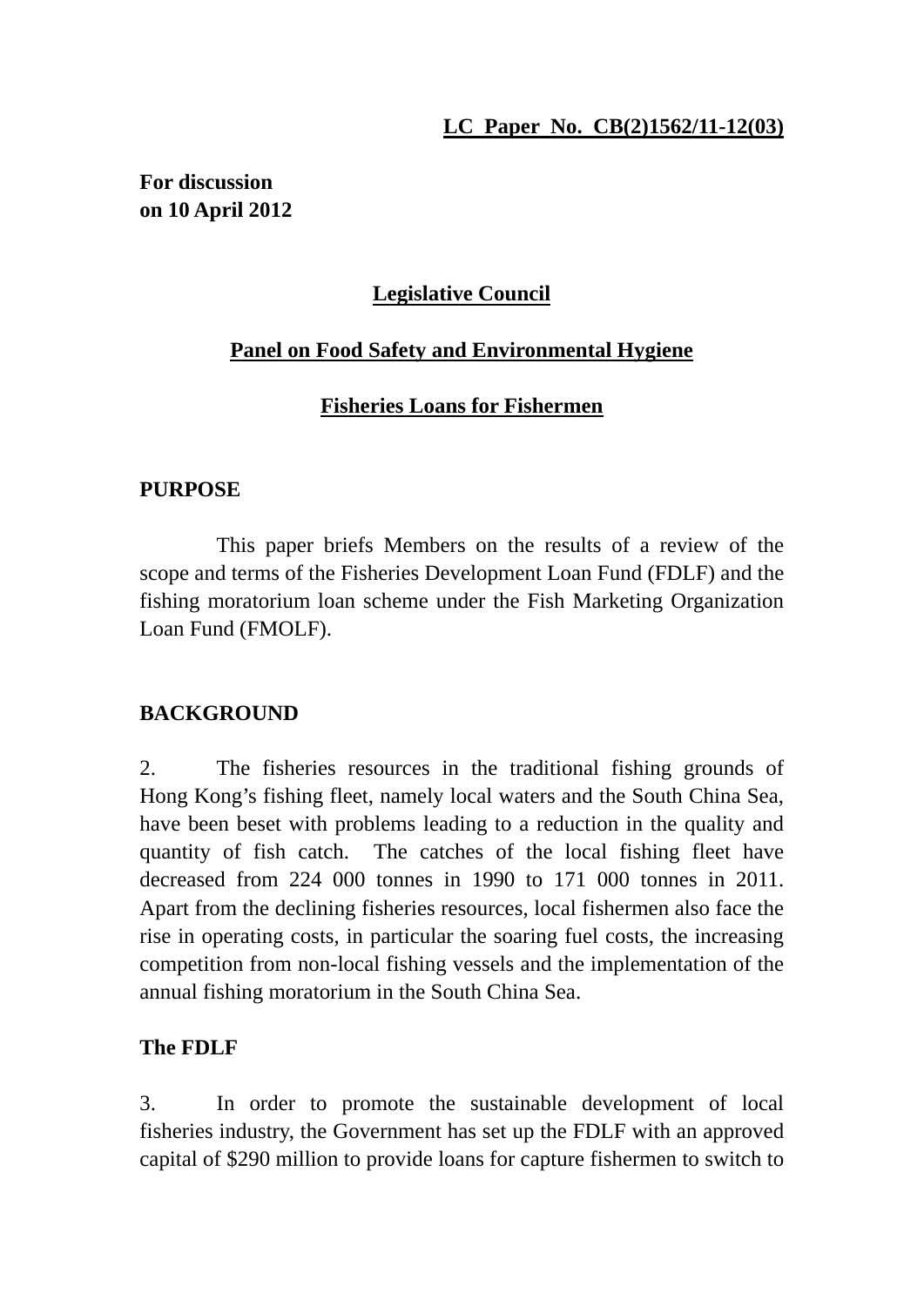**LC Paper No. CB(2)1562/11-12(03)**

**For discussion**
**on 10 April 2012**

# Legislative Council

## Panel on Food Safety and Environmental Hygiene

## Fisheries Loans for Fishermen

### PURPOSE

This paper briefs Members on the results of a review of the scope and terms of the Fisheries Development Loan Fund (FDLF) and the fishing moratorium loan scheme under the Fish Marketing Organization Loan Fund (FMOLF).

### BACKGROUND

2. The fisheries resources in the traditional fishing grounds of Hong Kong's fishing fleet, namely local waters and the South China Sea, have been beset with problems leading to a reduction in the quality and quantity of fish catch. The catches of the local fishing fleet have decreased from 224 000 tonnes in 1990 to 171 000 tonnes in 2011. Apart from the declining fisheries resources, local fishermen also face the rise in operating costs, in particular the soaring fuel costs, the increasing competition from non-local fishing vessels and the implementation of the annual fishing moratorium in the South China Sea.

### The FDLF

3. In order to promote the sustainable development of local fisheries industry, the Government has set up the FDLF with an approved capital of $290 million to provide loans for capture fishermen to switch to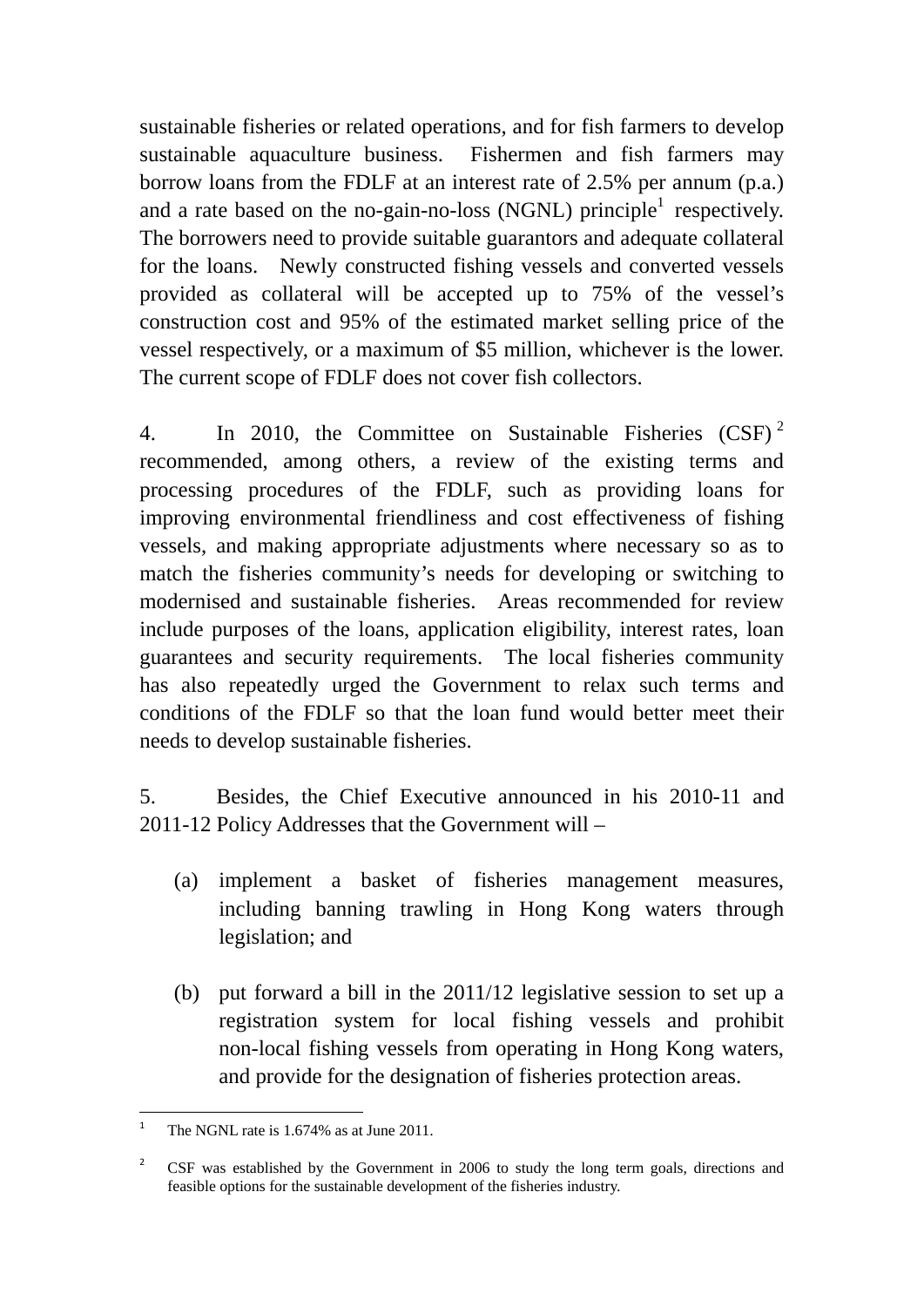sustainable fisheries or related operations, and for fish farmers to develop sustainable aquaculture business. Fishermen and fish farmers may borrow loans from the FDLF at an interest rate of 2.5% per annum (p.a.) and a rate based on the no-gain-no-loss (NGNL) principle[1] respectively. The borrowers need to provide suitable guarantors and adequate collateral for the loans. Newly constructed fishing vessels and converted vessels provided as collateral will be accepted up to 75% of the vessel's construction cost and 95% of the estimated market selling price of the vessel respectively, or a maximum of $5 million, whichever is the lower. The current scope of FDLF does not cover fish collectors.

4. In 2010, the Committee on Sustainable Fisheries (CSF)[2] recommended, among others, a review of the existing terms and processing procedures of the FDLF, such as providing loans for improving environmental friendliness and cost effectiveness of fishing vessels, and making appropriate adjustments where necessary so as to match the fisheries community's needs for developing or switching to modernised and sustainable fisheries. Areas recommended for review include purposes of the loans, application eligibility, interest rates, loan guarantees and security requirements. The local fisheries community has also repeatedly urged the Government to relax such terms and conditions of the FDLF so that the loan fund would better meet their needs to develop sustainable fisheries.

5. Besides, the Chief Executive announced in his 2010-11 and 2011-12 Policy Addresses that the Government will –

(a) implement a basket of fisheries management measures, including banning trawling in Hong Kong waters through legislation; and

(b) put forward a bill in the 2011/12 legislative session to set up a registration system for local fishing vessels and prohibit non-local fishing vessels from operating in Hong Kong waters, and provide for the designation of fisheries protection areas.

---

[1] The NGNL rate is 1.674% as at June 2011.

[2] CSF was established by the Government in 2006 to study the long term goals, directions and feasible options for the sustainable development of the fisheries industry.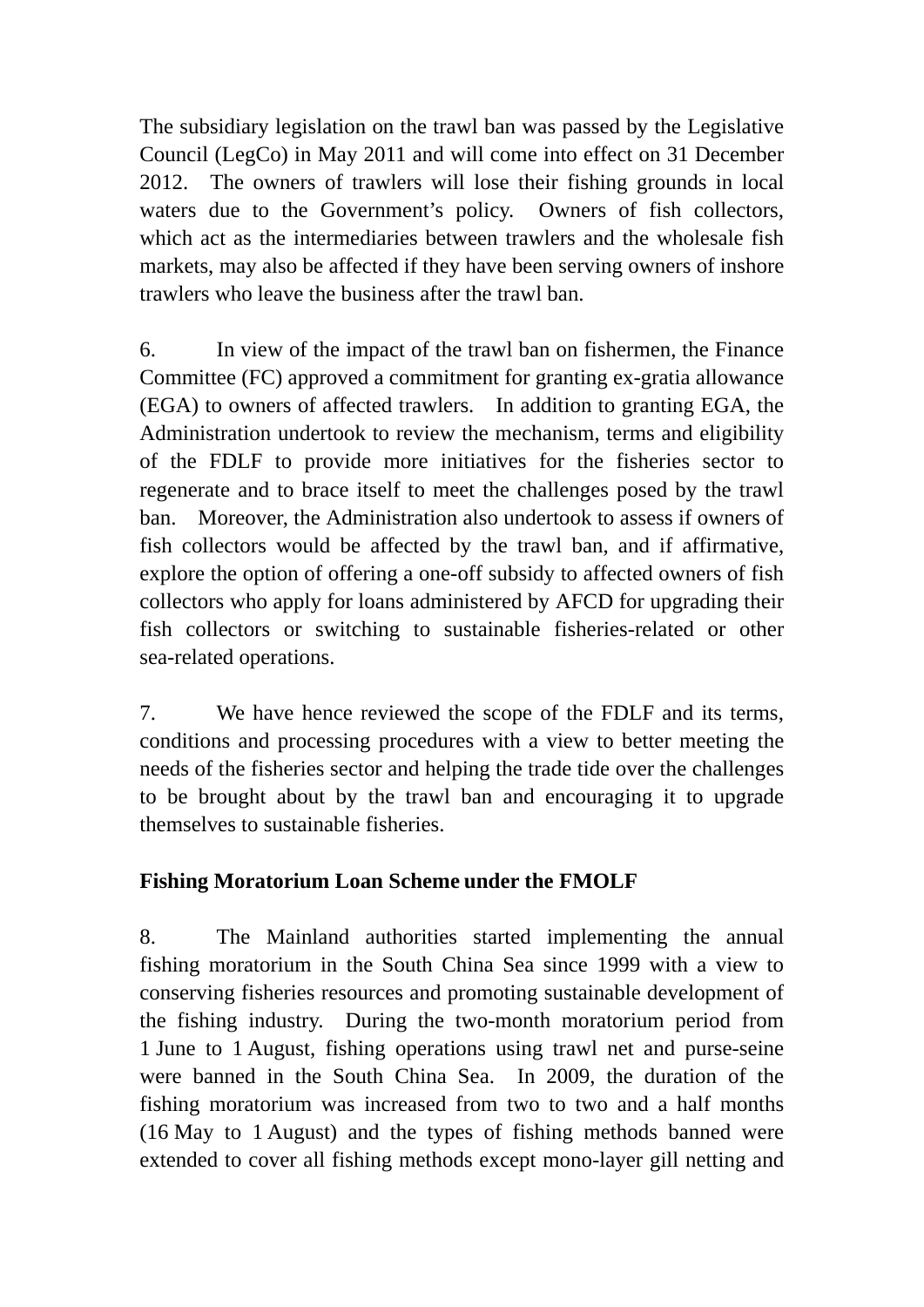The subsidiary legislation on the trawl ban was passed by the Legislative Council (LegCo) in May 2011 and will come into effect on 31 December 2012. The owners of trawlers will lose their fishing grounds in local waters due to the Government's policy. Owners of fish collectors, which act as the intermediaries between trawlers and the wholesale fish markets, may also be affected if they have been serving owners of inshore trawlers who leave the business after the trawl ban.

6. In view of the impact of the trawl ban on fishermen, the Finance Committee (FC) approved a commitment for granting ex-gratia allowance (EGA) to owners of affected trawlers. In addition to granting EGA, the Administration undertook to review the mechanism, terms and eligibility of the FDLF to provide more initiatives for the fisheries sector to regenerate and to brace itself to meet the challenges posed by the trawl ban. Moreover, the Administration also undertook to assess if owners of fish collectors would be affected by the trawl ban, and if affirmative, explore the option of offering a one-off subsidy to affected owners of fish collectors who apply for loans administered by AFCD for upgrading their fish collectors or switching to sustainable fisheries-related or other sea-related operations.

7. We have hence reviewed the scope of the FDLF and its terms, conditions and processing procedures with a view to better meeting the needs of the fisheries sector and helping the trade tide over the challenges to be brought about by the trawl ban and encouraging it to upgrade themselves to sustainable fisheries.

**Fishing Moratorium Loan Scheme under the FMOLF**

8. The Mainland authorities started implementing the annual fishing moratorium in the South China Sea since 1999 with a view to conserving fisheries resources and promoting sustainable development of the fishing industry. During the two-month moratorium period from 1 June to 1 August, fishing operations using trawl net and purse-seine were banned in the South China Sea. In 2009, the duration of the fishing moratorium was increased from two to two and a half months (16 May to 1 August) and the types of fishing methods banned were extended to cover all fishing methods except mono-layer gill netting and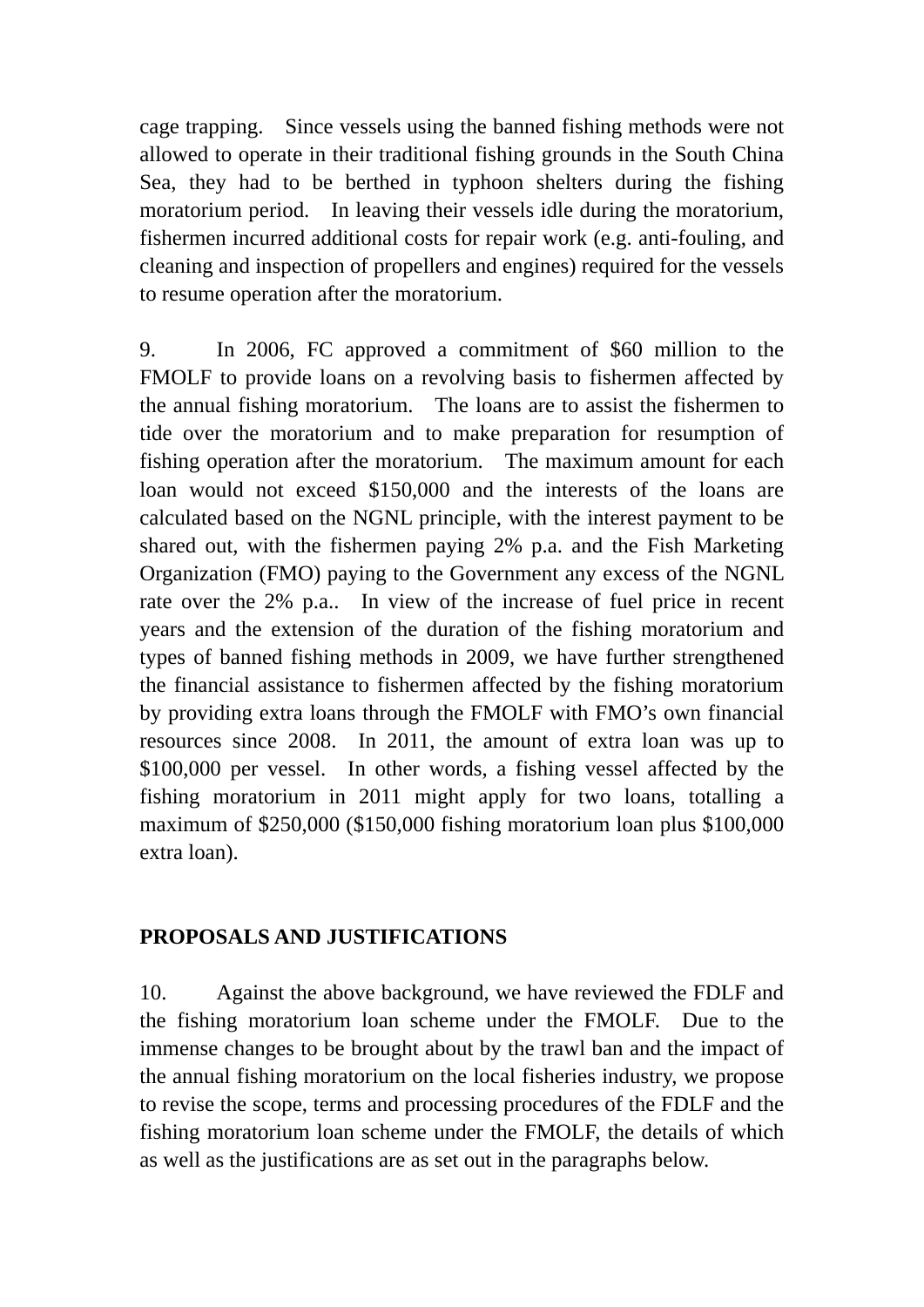cage trapping. Since vessels using the banned fishing methods were not allowed to operate in their traditional fishing grounds in the South China Sea, they had to be berthed in typhoon shelters during the fishing moratorium period. In leaving their vessels idle during the moratorium, fishermen incurred additional costs for repair work (e.g. anti-fouling, and cleaning and inspection of propellers and engines) required for the vessels to resume operation after the moratorium.

9. In 2006, FC approved a commitment of $60 million to the FMOLF to provide loans on a revolving basis to fishermen affected by the annual fishing moratorium. The loans are to assist the fishermen to tide over the moratorium and to make preparation for resumption of fishing operation after the moratorium. The maximum amount for each loan would not exceed $150,000 and the interests of the loans are calculated based on the NGNL principle, with the interest payment to be shared out, with the fishermen paying 2% p.a. and the Fish Marketing Organization (FMO) paying to the Government any excess of the NGNL rate over the 2% p.a.. In view of the increase of fuel price in recent years and the extension of the duration of the fishing moratorium and types of banned fishing methods in 2009, we have further strengthened the financial assistance to fishermen affected by the fishing moratorium by providing extra loans through the FMOLF with FMO's own financial resources since 2008. In 2011, the amount of extra loan was up to $100,000 per vessel. In other words, a fishing vessel affected by the fishing moratorium in 2011 might apply for two loans, totalling a maximum of $250,000 ($150,000 fishing moratorium loan plus $100,000 extra loan).

**PROPOSALS AND JUSTIFICATIONS**

10. Against the above background, we have reviewed the FDLF and the fishing moratorium loan scheme under the FMOLF. Due to the immense changes to be brought about by the trawl ban and the impact of the annual fishing moratorium on the local fisheries industry, we propose to revise the scope, terms and processing procedures of the FDLF and the fishing moratorium loan scheme under the FMOLF, the details of which as well as the justifications are as set out in the paragraphs below.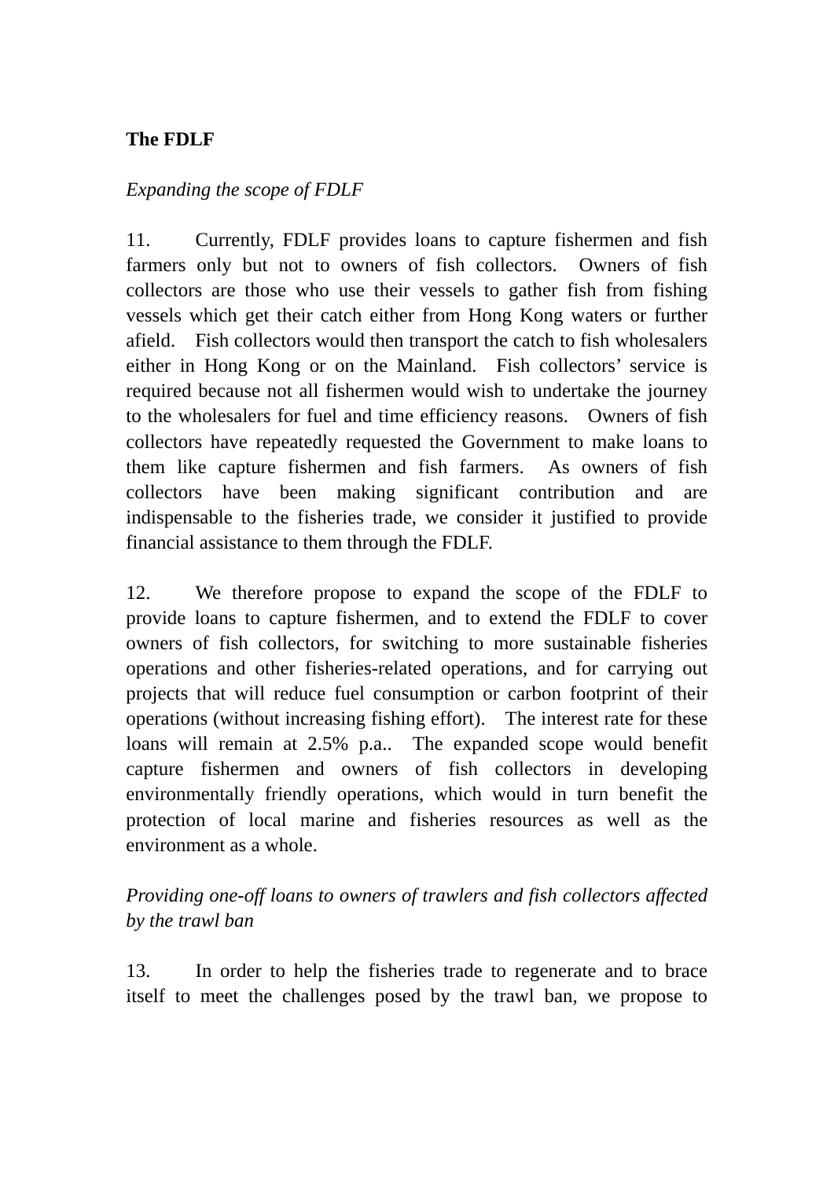**The FDLF**

*Expanding the scope of FDLF*

11. Currently, FDLF provides loans to capture fishermen and fish farmers only but not to owners of fish collectors. Owners of fish collectors are those who use their vessels to gather fish from fishing vessels which get their catch either from Hong Kong waters or further afield. Fish collectors would then transport the catch to fish wholesalers either in Hong Kong or on the Mainland. Fish collectors' service is required because not all fishermen would wish to undertake the journey to the wholesalers for fuel and time efficiency reasons. Owners of fish collectors have repeatedly requested the Government to make loans to them like capture fishermen and fish farmers. As owners of fish collectors have been making significant contribution and are indispensable to the fisheries trade, we consider it justified to provide financial assistance to them through the FDLF.

12. We therefore propose to expand the scope of the FDLF to provide loans to capture fishermen, and to extend the FDLF to cover owners of fish collectors, for switching to more sustainable fisheries operations and other fisheries-related operations, and for carrying out projects that will reduce fuel consumption or carbon footprint of their operations (without increasing fishing effort). The interest rate for these loans will remain at 2.5% p.a.. The expanded scope would benefit capture fishermen and owners of fish collectors in developing environmentally friendly operations, which would in turn benefit the protection of local marine and fisheries resources as well as the environment as a whole.

*Providing one-off loans to owners of trawlers and fish collectors affected by the trawl ban*

13. In order to help the fisheries trade to regenerate and to brace itself to meet the challenges posed by the trawl ban, we propose to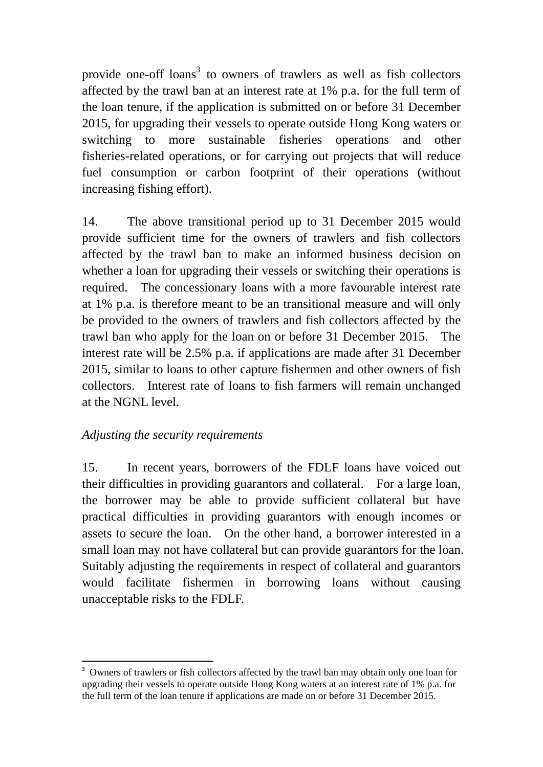provide one-off loans[3] to owners of trawlers as well as fish collectors affected by the trawl ban at an interest rate at 1% p.a. for the full term of the loan tenure, if the application is submitted on or before 31 December 2015, for upgrading their vessels to operate outside Hong Kong waters or switching to more sustainable fisheries operations and other fisheries-related operations, or for carrying out projects that will reduce fuel consumption or carbon footprint of their operations (without increasing fishing effort).

14. The above transitional period up to 31 December 2015 would provide sufficient time for the owners of trawlers and fish collectors affected by the trawl ban to make an informed business decision on whether a loan for upgrading their vessels or switching their operations is required. The concessionary loans with a more favourable interest rate at 1% p.a. is therefore meant to be an transitional measure and will only be provided to the owners of trawlers and fish collectors affected by the trawl ban who apply for the loan on or before 31 December 2015. The interest rate will be 2.5% p.a. if applications are made after 31 December 2015, similar to loans to other capture fishermen and other owners of fish collectors. Interest rate of loans to fish farmers will remain unchanged at the NGNL level.

*Adjusting the security requirements*

15. In recent years, borrowers of the FDLF loans have voiced out their difficulties in providing guarantors and collateral. For a large loan, the borrower may be able to provide sufficient collateral but have practical difficulties in providing guarantors with enough incomes or assets to secure the loan. On the other hand, a borrower interested in a small loan may not have collateral but can provide guarantors for the loan. Suitably adjusting the requirements in respect of collateral and guarantors would facilitate fishermen in borrowing loans without causing unacceptable risks to the FDLF.

---

[3] Owners of trawlers or fish collectors affected by the trawl ban may obtain only one loan for upgrading their vessels to operate outside Hong Kong waters at an interest rate of 1% p.a. for the full term of the loan tenure if applications are made on or before 31 December 2015.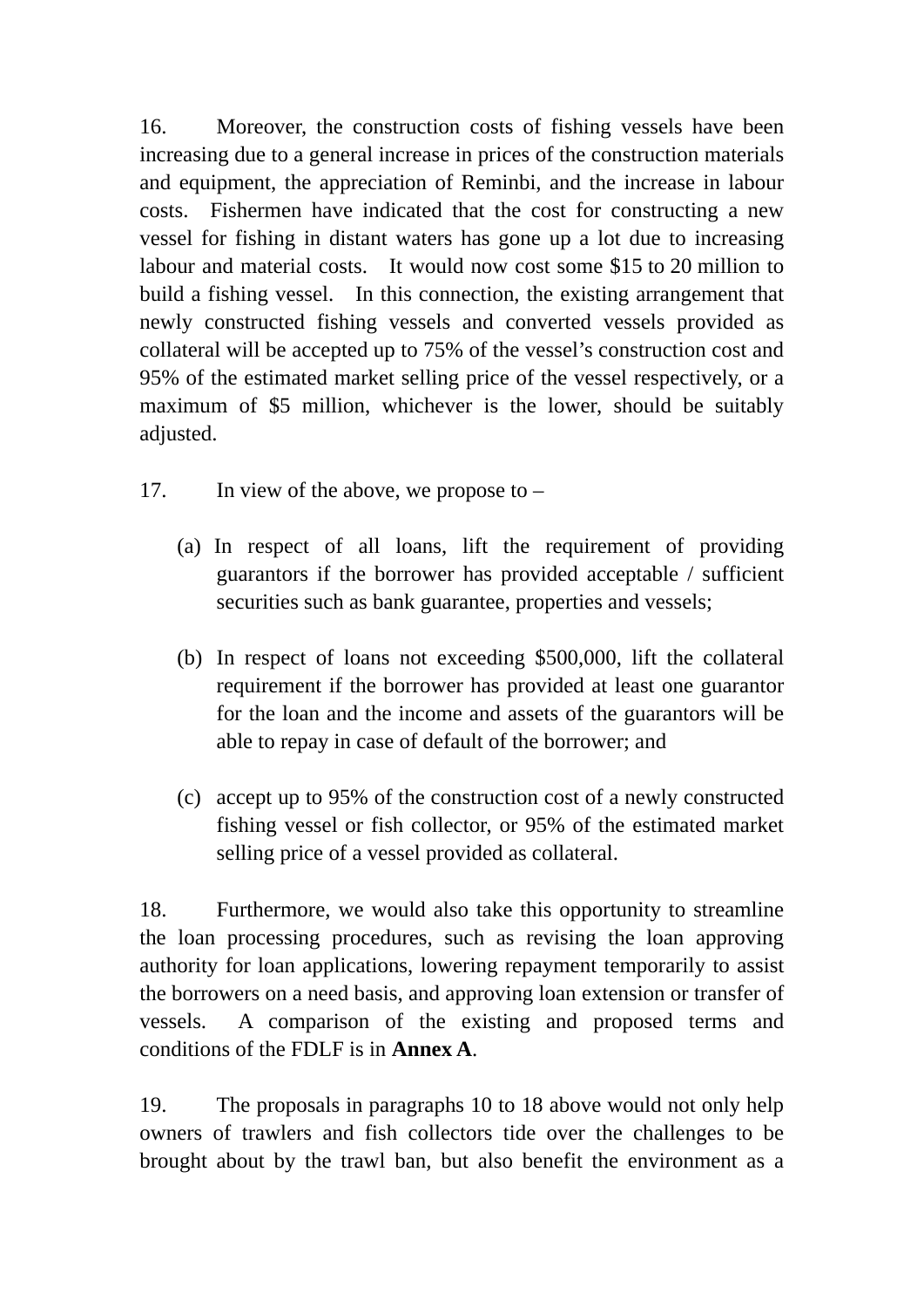16. Moreover, the construction costs of fishing vessels have been increasing due to a general increase in prices of the construction materials and equipment, the appreciation of Reminbi, and the increase in labour costs. Fishermen have indicated that the cost for constructing a new vessel for fishing in distant waters has gone up a lot due to increasing labour and material costs. It would now cost some $15 to 20 million to build a fishing vessel. In this connection, the existing arrangement that newly constructed fishing vessels and converted vessels provided as collateral will be accepted up to 75% of the vessel's construction cost and 95% of the estimated market selling price of the vessel respectively, or a maximum of $5 million, whichever is the lower, should be suitably adjusted.

17. In view of the above, we propose to –

(a) In respect of all loans, lift the requirement of providing guarantors if the borrower has provided acceptable / sufficient securities such as bank guarantee, properties and vessels;

(b) In respect of loans not exceeding $500,000, lift the collateral requirement if the borrower has provided at least one guarantor for the loan and the income and assets of the guarantors will be able to repay in case of default of the borrower; and

(c) accept up to 95% of the construction cost of a newly constructed fishing vessel or fish collector, or 95% of the estimated market selling price of a vessel provided as collateral.

18. Furthermore, we would also take this opportunity to streamline the loan processing procedures, such as revising the loan approving authority for loan applications, lowering repayment temporarily to assist the borrowers on a need basis, and approving loan extension or transfer of vessels. A comparison of the existing and proposed terms and conditions of the FDLF is in **Annex A**.

19. The proposals in paragraphs 10 to 18 above would not only help owners of trawlers and fish collectors tide over the challenges to be brought about by the trawl ban, but also benefit the environment as a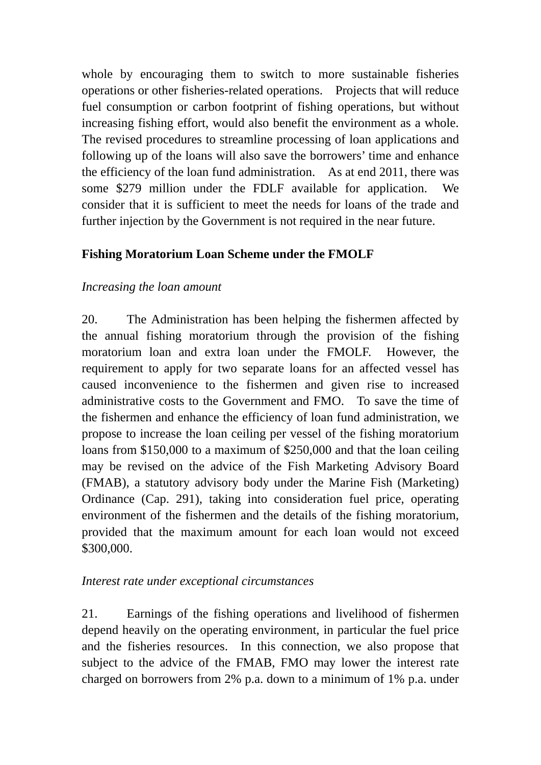whole by encouraging them to switch to more sustainable fisheries operations or other fisheries-related operations. Projects that will reduce fuel consumption or carbon footprint of fishing operations, but without increasing fishing effort, would also benefit the environment as a whole. The revised procedures to streamline processing of loan applications and following up of the loans will also save the borrowers' time and enhance the efficiency of the loan fund administration. As at end 2011, there was some $279 million under the FDLF available for application. We consider that it is sufficient to meet the needs for loans of the trade and further injection by the Government is not required in the near future.

**Fishing Moratorium Loan Scheme under the FMOLF**

*Increasing the loan amount*

20. The Administration has been helping the fishermen affected by the annual fishing moratorium through the provision of the fishing moratorium loan and extra loan under the FMOLF. However, the requirement to apply for two separate loans for an affected vessel has caused inconvenience to the fishermen and given rise to increased administrative costs to the Government and FMO. To save the time of the fishermen and enhance the efficiency of loan fund administration, we propose to increase the loan ceiling per vessel of the fishing moratorium loans from $150,000 to a maximum of $250,000 and that the loan ceiling may be revised on the advice of the Fish Marketing Advisory Board (FMAB), a statutory advisory body under the Marine Fish (Marketing) Ordinance (Cap. 291), taking into consideration fuel price, operating environment of the fishermen and the details of the fishing moratorium, provided that the maximum amount for each loan would not exceed $300,000.

*Interest rate under exceptional circumstances*

21. Earnings of the fishing operations and livelihood of fishermen depend heavily on the operating environment, in particular the fuel price and the fisheries resources. In this connection, we also propose that subject to the advice of the FMAB, FMO may lower the interest rate charged on borrowers from 2% p.a. down to a minimum of 1% p.a. under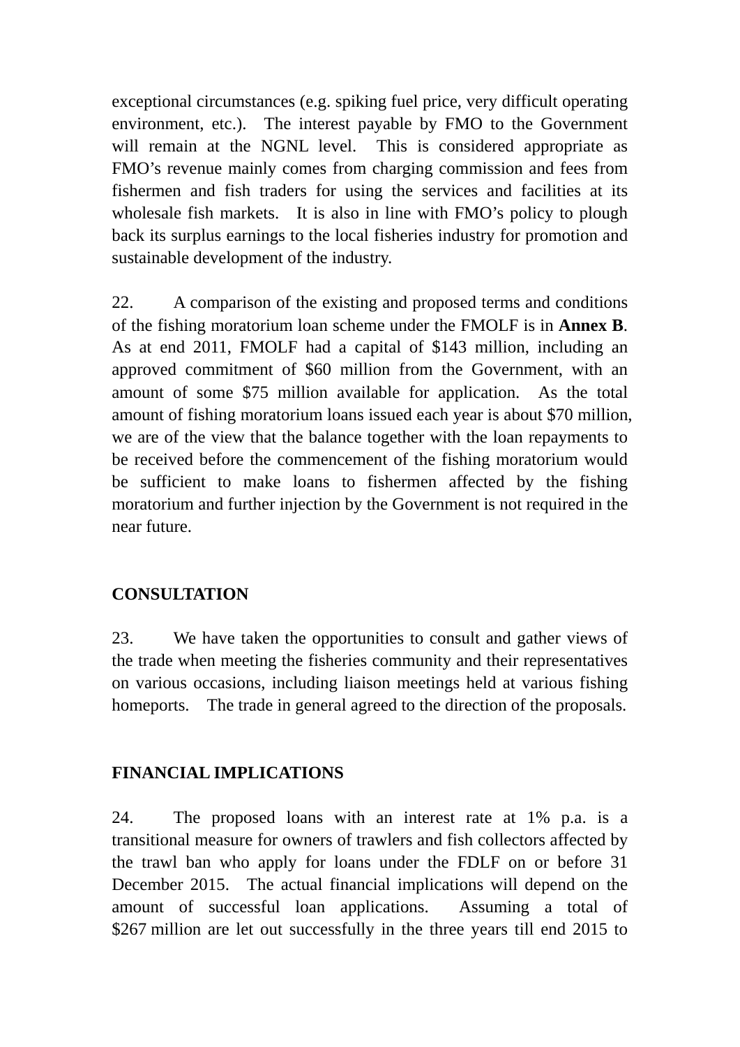exceptional circumstances (e.g. spiking fuel price, very difficult operating environment, etc.). The interest payable by FMO to the Government will remain at the NGNL level. This is considered appropriate as FMO's revenue mainly comes from charging commission and fees from fishermen and fish traders for using the services and facilities at its wholesale fish markets. It is also in line with FMO's policy to plough back its surplus earnings to the local fisheries industry for promotion and sustainable development of the industry.

22. A comparison of the existing and proposed terms and conditions of the fishing moratorium loan scheme under the FMOLF is in **Annex B**. As at end 2011, FMOLF had a capital of $143 million, including an approved commitment of $60 million from the Government, with an amount of some $75 million available for application. As the total amount of fishing moratorium loans issued each year is about $70 million, we are of the view that the balance together with the loan repayments to be received before the commencement of the fishing moratorium would be sufficient to make loans to fishermen affected by the fishing moratorium and further injection by the Government is not required in the near future.

## CONSULTATION

23. We have taken the opportunities to consult and gather views of the trade when meeting the fisheries community and their representatives on various occasions, including liaison meetings held at various fishing homeports. The trade in general agreed to the direction of the proposals.

## FINANCIAL IMPLICATIONS

24. The proposed loans with an interest rate at 1% p.a. is a transitional measure for owners of trawlers and fish collectors affected by the trawl ban who apply for loans under the FDLF on or before 31 December 2015. The actual financial implications will depend on the amount of successful loan applications. Assuming a total of $267 million are let out successfully in the three years till end 2015 to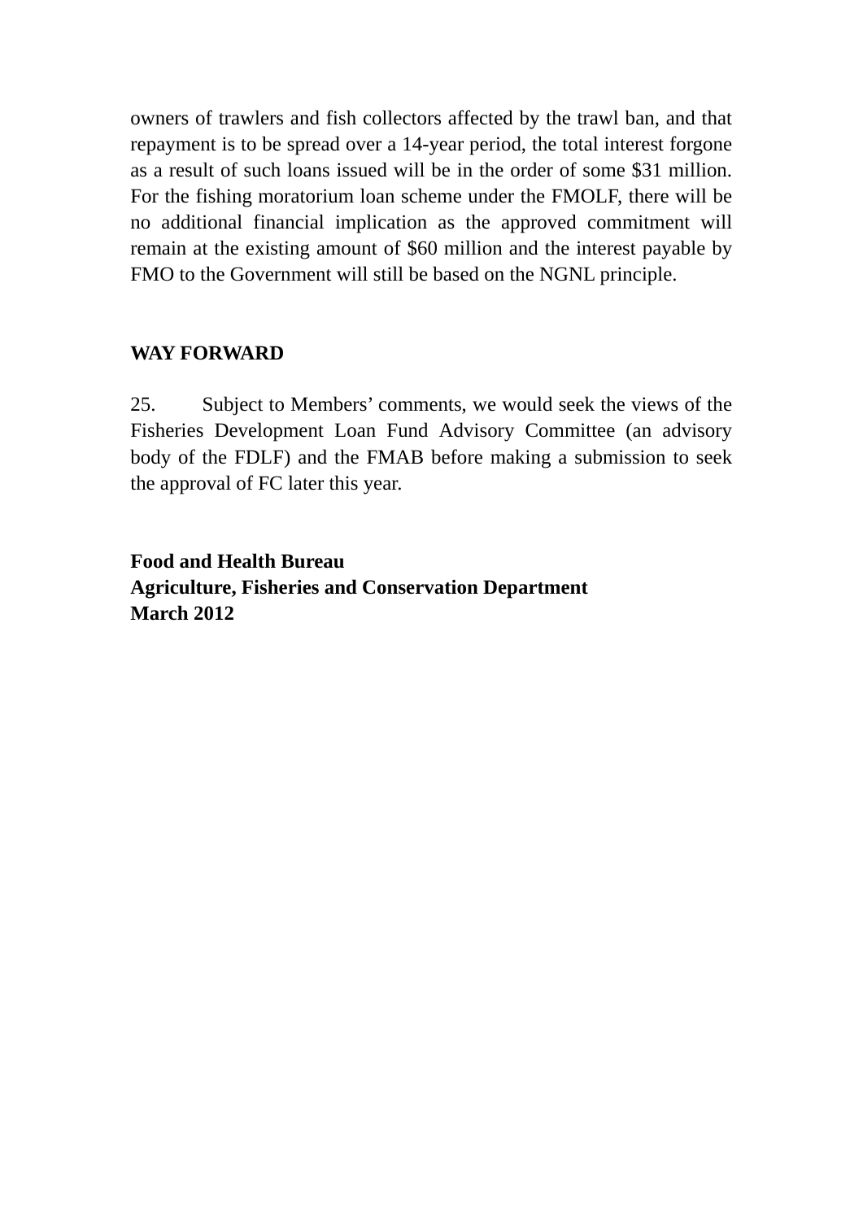owners of trawlers and fish collectors affected by the trawl ban, and that repayment is to be spread over a 14-year period, the total interest forgone as a result of such loans issued will be in the order of some $31 million. For the fishing moratorium loan scheme under the FMOLF, there will be no additional financial implication as the approved commitment will remain at the existing amount of $60 million and the interest payable by FMO to the Government will still be based on the NGNL principle.

**WAY FORWARD**

25. Subject to Members' comments, we would seek the views of the Fisheries Development Loan Fund Advisory Committee (an advisory body of the FDLF) and the FMAB before making a submission to seek the approval of FC later this year.

**Food and Health Bureau**
**Agriculture, Fisheries and Conservation Department**
**March 2012**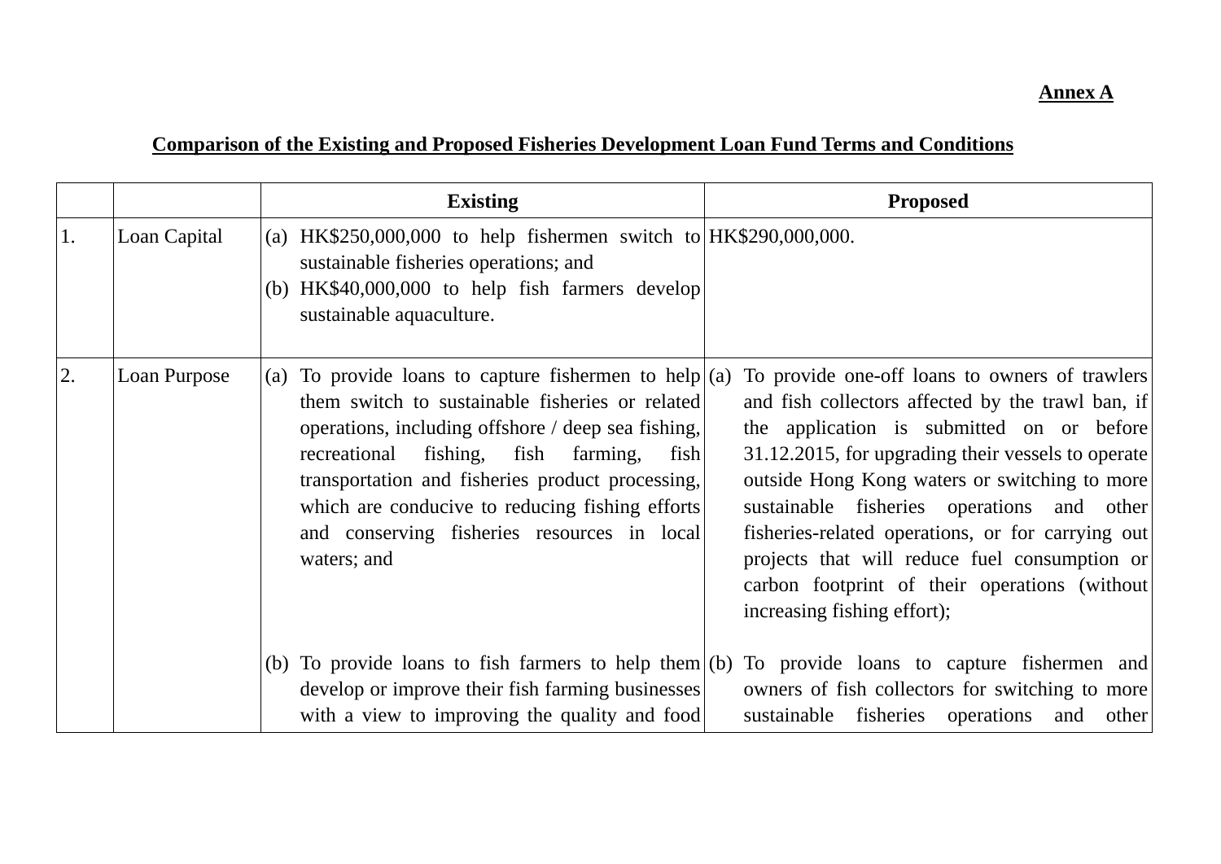**Annex A**

**Comparison of the Existing and Proposed Fisheries Development Loan Fund Terms and Conditions**

| | | **Existing** | **Proposed** |
|---|---|---|---|
| 1. | Loan Capital | (a) HK$250,000,000 to help fishermen switch to sustainable fisheries operations; and<br>(b) HK$40,000,000 to help fish farmers develop sustainable aquaculture. | HK$290,000,000. |
| 2. | Loan Purpose | (a) To provide loans to capture fishermen to help them switch to sustainable fisheries or related operations, including offshore / deep sea fishing, recreational fishing, fish farming, fish transportation and fisheries product processing, which are conducive to reducing fishing efforts and conserving fisheries resources in local waters; and<br><br>(b) To provide loans to fish farmers to help them develop or improve their fish farming businesses with a view to improving the quality and food | (a) To provide one-off loans to owners of trawlers and fish collectors affected by the trawl ban, if the application is submitted on or before 31.12.2015, for upgrading their vessels to operate outside Hong Kong waters or switching to more sustainable fisheries operations and other fisheries-related operations, or for carrying out projects that will reduce fuel consumption or carbon footprint of their operations (without increasing fishing effort);<br><br>(b) To provide loans to capture fishermen and owners of fish collectors for switching to more sustainable fisheries operations and other |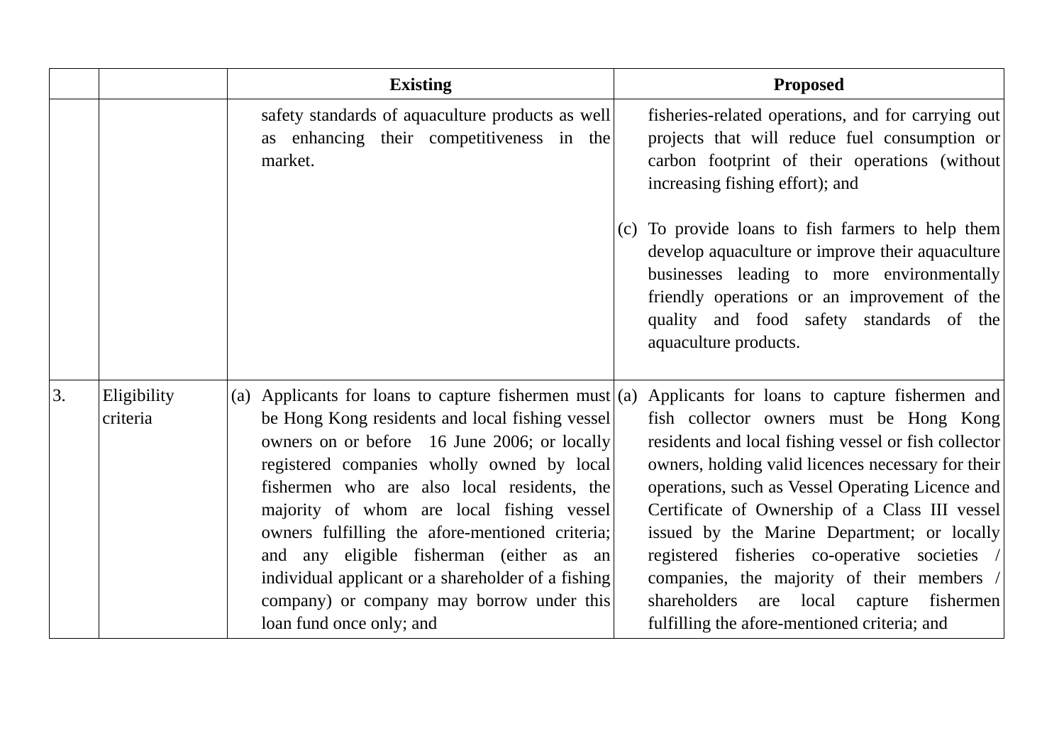| | | Existing | Proposed |
|---|---|---|---|
| | | safety standards of aquaculture products as well as enhancing their competitiveness in the market. | fisheries-related operations, and for carrying out projects that will reduce fuel consumption or carbon footprint of their operations (without increasing fishing effort); and<br><br>(c) To provide loans to fish farmers to help them develop aquaculture or improve their aquaculture businesses leading to more environmentally friendly operations or an improvement of the quality and food safety standards of the aquaculture products. |
| 3. | Eligibility criteria | (a) Applicants for loans to capture fishermen must be Hong Kong residents and local fishing vessel owners on or before 16 June 2006; or locally registered companies wholly owned by local fishermen who are also local residents, the majority of whom are local fishing vessel owners fulfilling the afore-mentioned criteria; and any eligible fisherman (either as an individual applicant or a shareholder of a fishing company) or company may borrow under this loan fund once only; and | (a) Applicants for loans to capture fishermen and fish collector owners must be Hong Kong residents and local fishing vessel or fish collector owners, holding valid licences necessary for their operations, such as Vessel Operating Licence and Certificate of Ownership of a Class III vessel issued by the Marine Department; or locally registered fisheries co-operative societies / companies, the majority of their members / shareholders are local capture fishermen fulfilling the afore-mentioned criteria; and |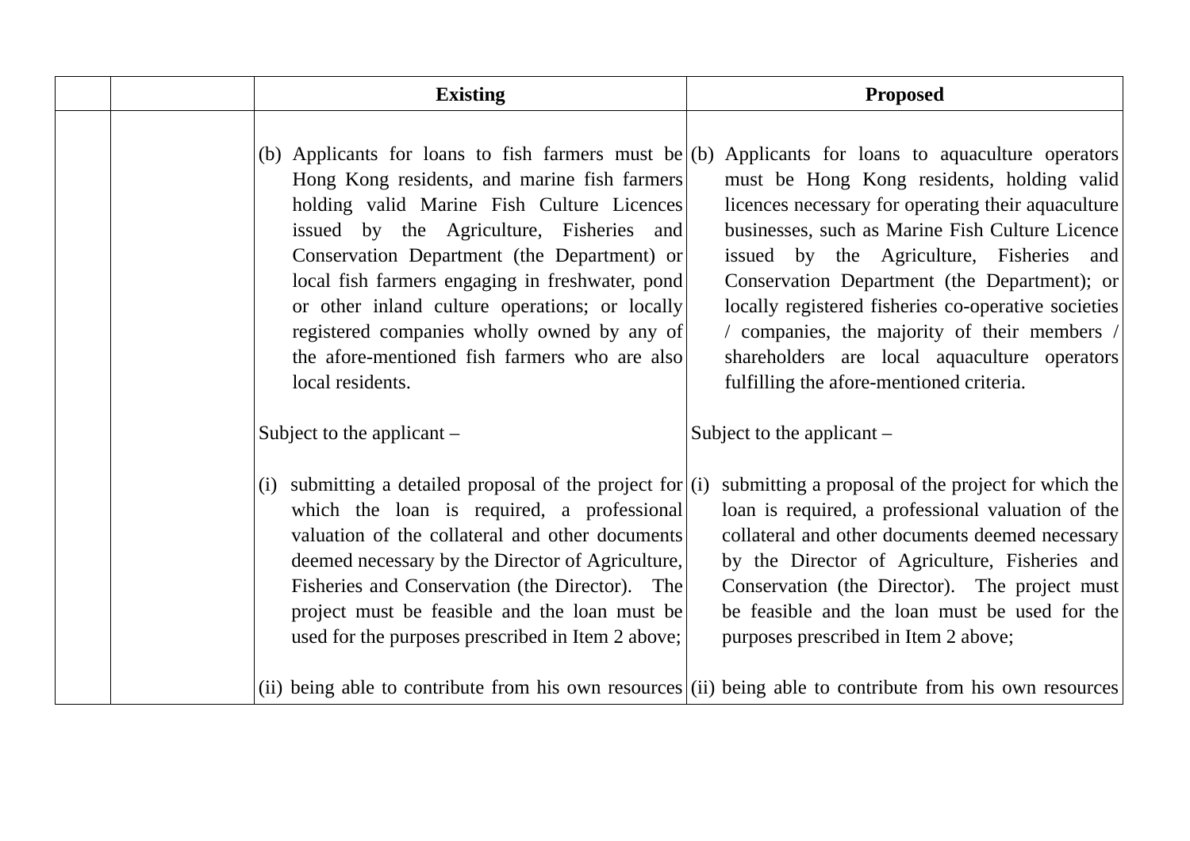| | | Existing | Proposed |
|---|---|---|---|
| | | (b) Applicants for loans to fish farmers must be Hong Kong residents, and marine fish farmers holding valid Marine Fish Culture Licences issued by the Agriculture, Fisheries and Conservation Department (the Department) or local fish farmers engaging in freshwater, pond or other inland culture operations; or locally registered companies wholly owned by any of the afore-mentioned fish farmers who are also local residents.<br><br>Subject to the applicant –<br><br>(i) submitting a detailed proposal of the project for which the loan is required, a professional valuation of the collateral and other documents deemed necessary by the Director of Agriculture, Fisheries and Conservation (the Director). The project must be feasible and the loan must be used for the purposes prescribed in Item 2 above;<br><br>(ii) being able to contribute from his own resources | (b) Applicants for loans to aquaculture operators must be Hong Kong residents, holding valid licences necessary for operating their aquaculture businesses, such as Marine Fish Culture Licence issued by the Agriculture, Fisheries and Conservation Department (the Department); or locally registered fisheries co-operative societies / companies, the majority of their members / shareholders are local aquaculture operators fulfilling the afore-mentioned criteria.<br><br>Subject to the applicant –<br><br>(i) submitting a proposal of the project for which the loan is required, a professional valuation of the collateral and other documents deemed necessary by the Director of Agriculture, Fisheries and Conservation (the Director). The project must be feasible and the loan must be used for the purposes prescribed in Item 2 above;<br><br>(ii) being able to contribute from his own resources |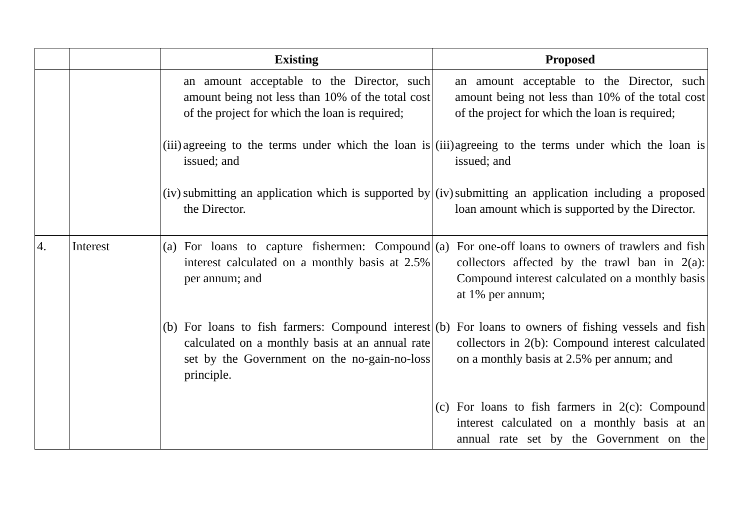| | | Existing | Proposed |
|---|---|---|---|
| | | an amount acceptable to the Director, such amount being not less than 10% of the total cost of the project for which the loan is required;<br><br>(iii) agreeing to the terms under which the loan is issued; and<br><br>(iv) submitting an application which is supported by the Director. | an amount acceptable to the Director, such amount being not less than 10% of the total cost of the project for which the loan is required;<br><br>(iii) agreeing to the terms under which the loan is issued; and<br><br>(iv) submitting an application including a proposed loan amount which is supported by the Director. |
| 4. | Interest | (a) For loans to capture fishermen: Compound interest calculated on a monthly basis at 2.5% per annum; and<br><br>(b) For loans to fish farmers: Compound interest calculated on a monthly basis at an annual rate set by the Government on the no-gain-no-loss principle. | (a) For one-off loans to owners of trawlers and fish collectors affected by the trawl ban in 2(a): Compound interest calculated on a monthly basis at 1% per annum;<br><br>(b) For loans to owners of fishing vessels and fish collectors in 2(b): Compound interest calculated on a monthly basis at 2.5% per annum; and<br><br>(c) For loans to fish farmers in 2(c): Compound interest calculated on a monthly basis at an annual rate set by the Government on the |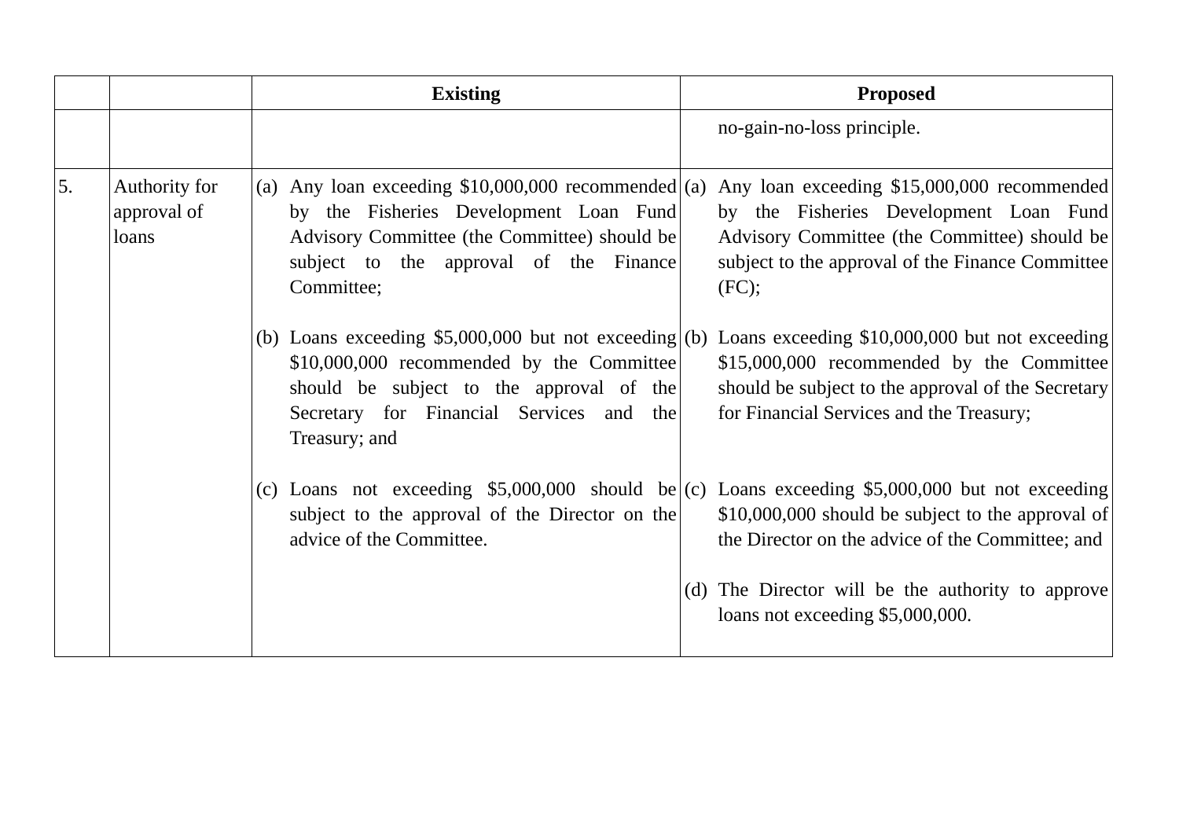| | | Existing | Proposed |
|---|---|---|---|
| | | | no-gain-no-loss principle. |
| 5. | Authority for approval of loans | (a) Any loan exceeding $10,000,000 recommended by the Fisheries Development Loan Fund Advisory Committee (the Committee) should be subject to the approval of the Finance Committee;<br><br>(b) Loans exceeding $5,000,000 but not exceeding $10,000,000 recommended by the Committee should be subject to the approval of the Secretary for Financial Services and the Treasury; and<br><br>(c) Loans not exceeding $5,000,000 should be subject to the approval of the Director on the advice of the Committee. | (a) Any loan exceeding $15,000,000 recommended by the Fisheries Development Loan Fund Advisory Committee (the Committee) should be subject to the approval of the Finance Committee (FC);<br><br>(b) Loans exceeding $10,000,000 but not exceeding $15,000,000 recommended by the Committee should be subject to the approval of the Secretary for Financial Services and the Treasury;<br><br>(c) Loans exceeding $5,000,000 but not exceeding $10,000,000 should be subject to the approval of the Director on the advice of the Committee; and<br><br>(d) The Director will be the authority to approve loans not exceeding $5,000,000. |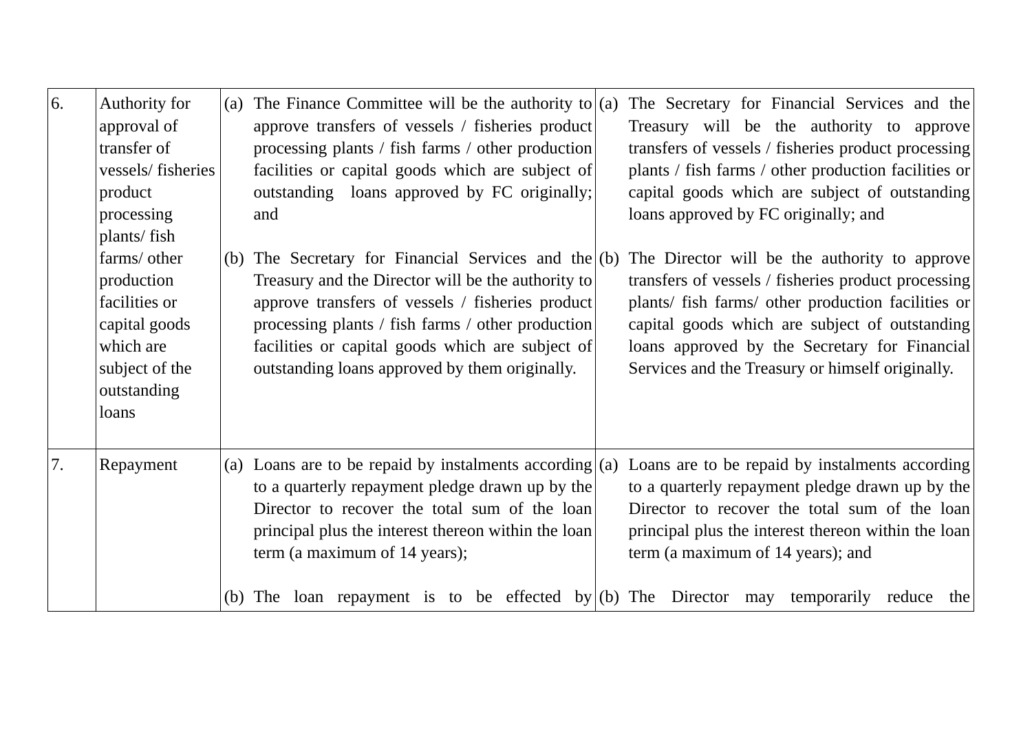| | | | |
|---|---|---|---|
| 6. | Authority for approval of transfer of vessels/ fisheries product processing plants/ fish farms/ other production facilities or capital goods which are subject of the outstanding loans | (a) The Finance Committee will be the authority to approve transfers of vessels / fisheries product processing plants / fish farms / other production facilities or capital goods which are subject of outstanding loans approved by FC originally; and<br><br>(b) The Secretary for Financial Services and the Treasury and the Director will be the authority to approve transfers of vessels / fisheries product processing plants / fish farms / other production facilities or capital goods which are subject of outstanding loans approved by them originally. | (a) The Secretary for Financial Services and the Treasury will be the authority to approve transfers of vessels / fisheries product processing plants / fish farms / other production facilities or capital goods which are subject of outstanding loans approved by FC originally; and<br><br>(b) The Director will be the authority to approve transfers of vessels / fisheries product processing plants/ fish farms/ other production facilities or capital goods which are subject of outstanding loans approved by the Secretary for Financial Services and the Treasury or himself originally. |
| 7. | Repayment | (a) Loans are to be repaid by instalments according to a quarterly repayment pledge drawn up by the Director to recover the total sum of the loan principal plus the interest thereon within the loan term (a maximum of 14 years);<br><br>(b) The loan repayment is to be effected by | (a) Loans are to be repaid by instalments according to a quarterly repayment pledge drawn up by the Director to recover the total sum of the loan principal plus the interest thereon within the loan term (a maximum of 14 years); and<br><br>(b) The Director may temporarily reduce the |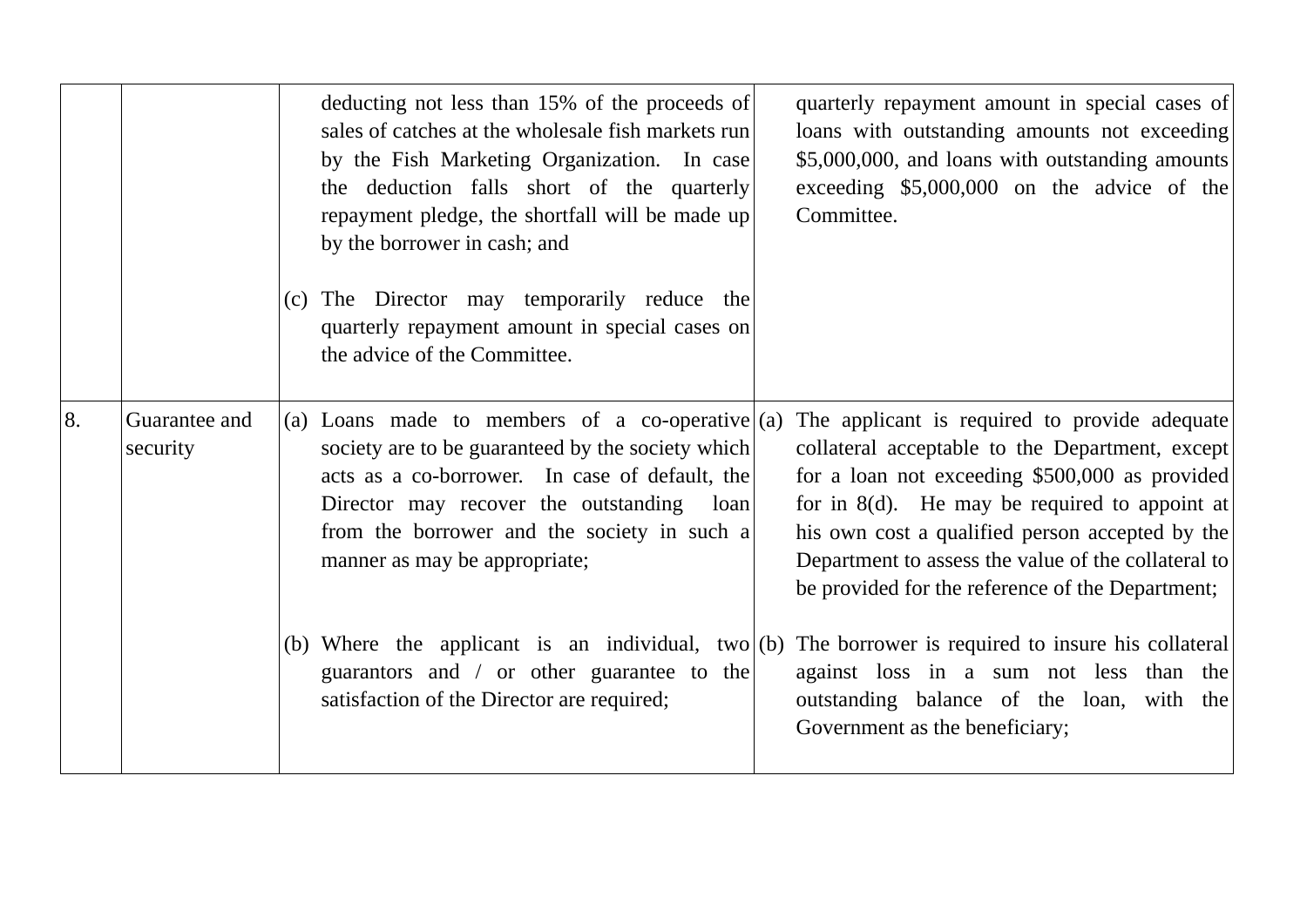| | | | |
|---|---|---|---|
| | | deducting not less than 15% of the proceeds of sales of catches at the wholesale fish markets run by the Fish Marketing Organization. In case the deduction falls short of the quarterly repayment pledge, the shortfall will be made up by the borrower in cash; and<br><br>(c) The Director may temporarily reduce the quarterly repayment amount in special cases on the advice of the Committee. | quarterly repayment amount in special cases of loans with outstanding amounts not exceeding $5,000,000, and loans with outstanding amounts exceeding $5,000,000 on the advice of the Committee. |
| 8. | Guarantee and security | (a) Loans made to members of a co-operative society are to be guaranteed by the society which acts as a co-borrower. In case of default, the Director may recover the outstanding loan from the borrower and the society in such a manner as may be appropriate;<br><br>(b) Where the applicant is an individual, two guarantors and / or other guarantee to the satisfaction of the Director are required; | (a) The applicant is required to provide adequate collateral acceptable to the Department, except for a loan not exceeding $500,000 as provided for in 8(d). He may be required to appoint at his own cost a qualified person accepted by the Department to assess the value of the collateral to be provided for the reference of the Department;<br><br>(b) The borrower is required to insure his collateral against loss in a sum not less than the outstanding balance of the loan, with the Government as the beneficiary; |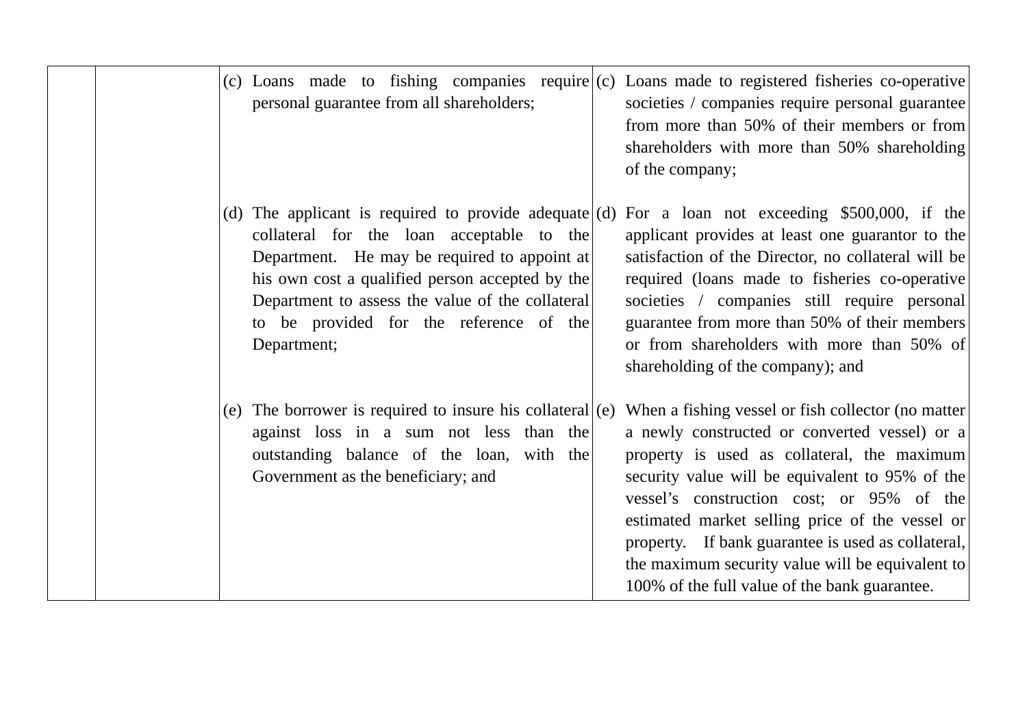| | | | |
|---|---|---|---|
| | | (c) Loans made to fishing companies require personal guarantee from all shareholders; | (c) Loans made to registered fisheries co-operative societies / companies require personal guarantee from more than 50% of their members or from shareholders with more than 50% shareholding of the company; |
| | | (d) The applicant is required to provide adequate collateral for the loan acceptable to the Department. He may be required to appoint at his own cost a qualified person accepted by the Department to assess the value of the collateral to be provided for the reference of the Department; | (d) For a loan not exceeding $500,000, if the applicant provides at least one guarantor to the satisfaction of the Director, no collateral will be required (loans made to fisheries co-operative societies / companies still require personal guarantee from more than 50% of their members or from shareholders with more than 50% of shareholding of the company); and |
| | | (e) The borrower is required to insure his collateral against loss in a sum not less than the outstanding balance of the loan, with the Government as the beneficiary; and | (e) When a fishing vessel or fish collector (no matter a newly constructed or converted vessel) or a property is used as collateral, the maximum security value will be equivalent to 95% of the vessel's construction cost; or 95% of the estimated market selling price of the vessel or property. If bank guarantee is used as collateral, the maximum security value will be equivalent to 100% of the full value of the bank guarantee. |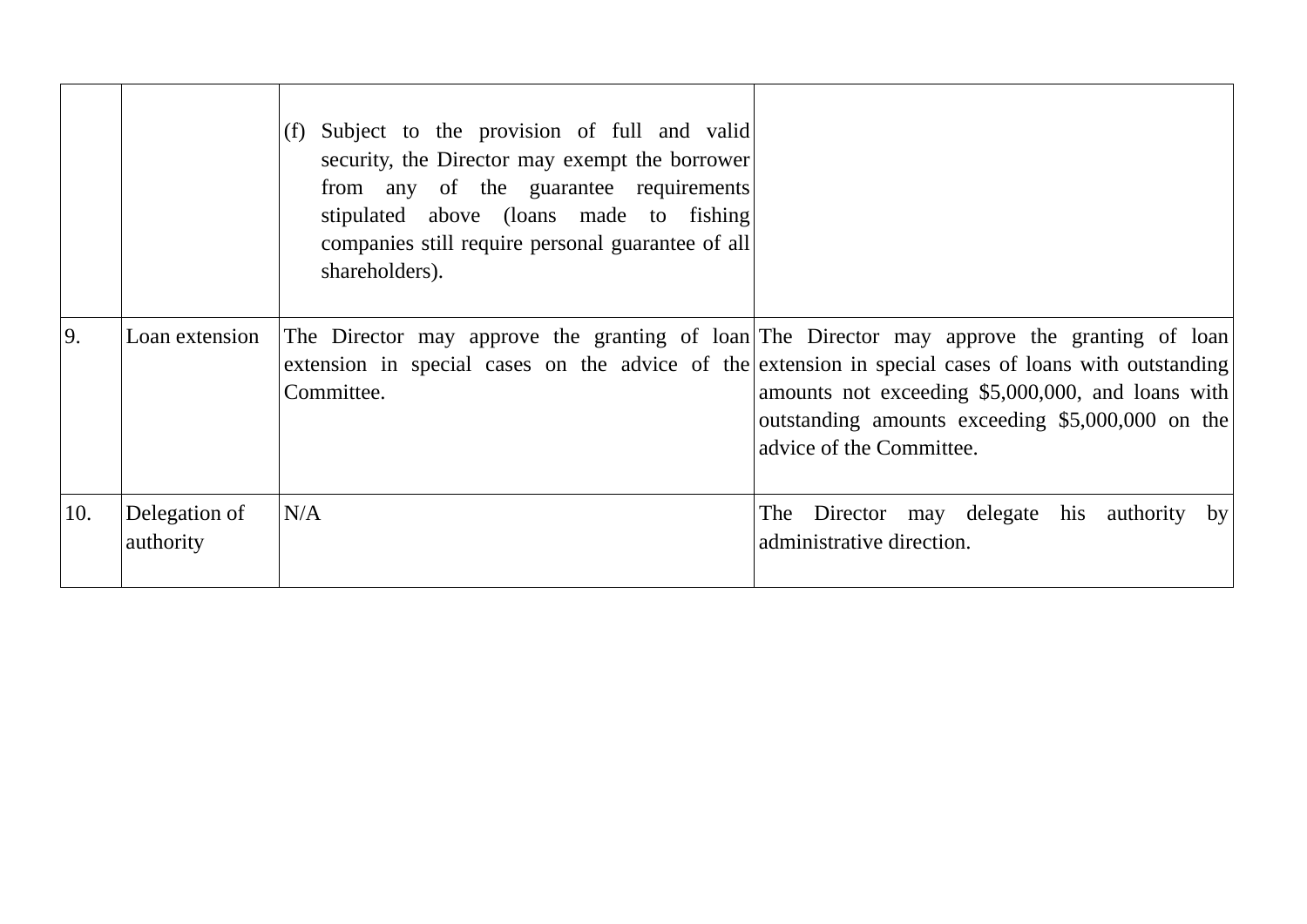| | | | |
|---|---|---|---|
| | | (f) Subject to the provision of full and valid security, the Director may exempt the borrower from any of the guarantee requirements stipulated above (loans made to fishing companies still require personal guarantee of all shareholders). | |
| 9. | Loan extension | The Director may approve the granting of loan extension in special cases on the advice of the Committee. | The Director may approve the granting of loan extension in special cases of loans with outstanding amounts not exceeding $5,000,000, and loans with outstanding amounts exceeding $5,000,000 on the advice of the Committee. |
| 10. | Delegation of authority | N/A | The Director may delegate his authority by administrative direction. |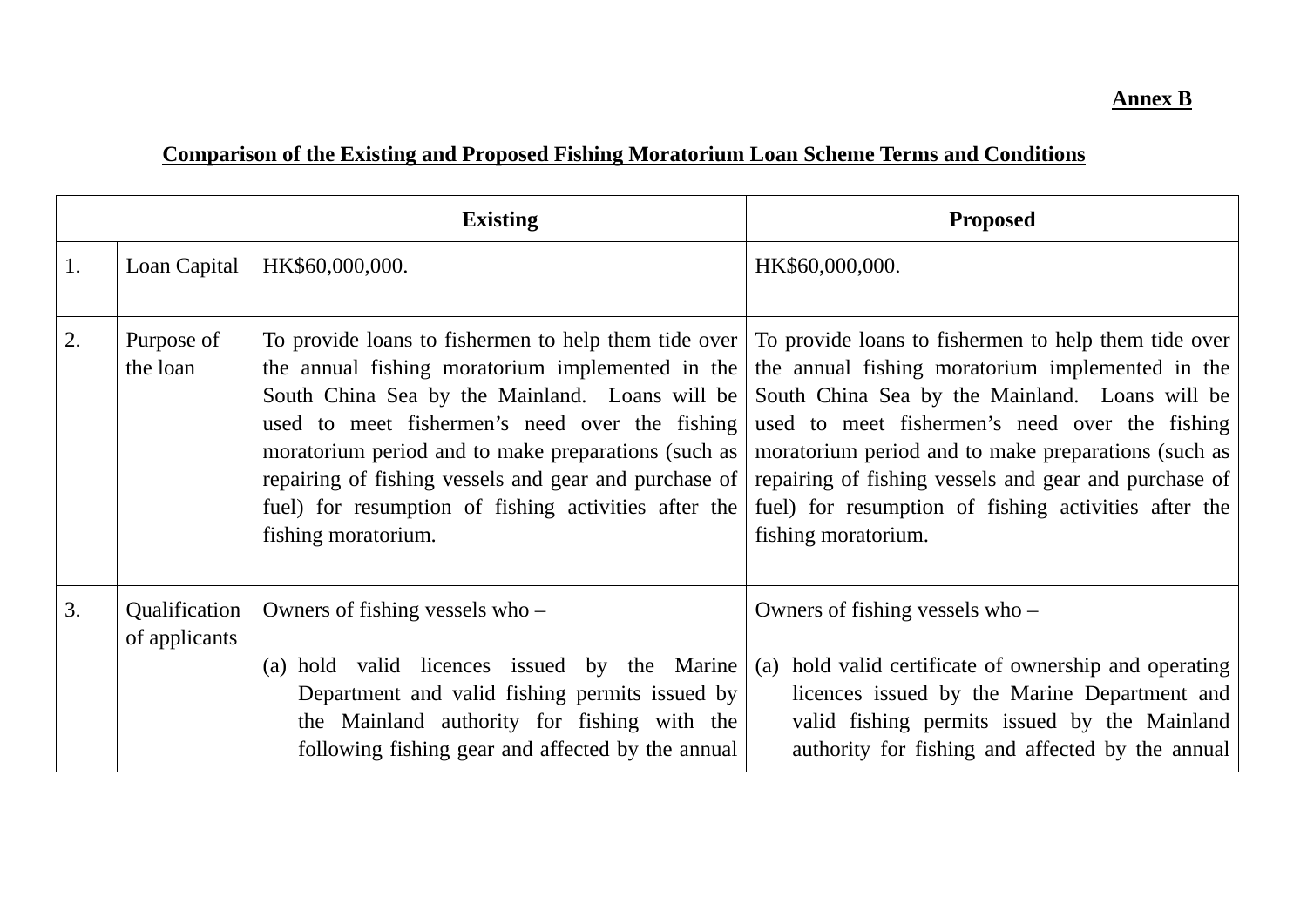**Annex B**

**Comparison of the Existing and Proposed Fishing Moratorium Loan Scheme Terms and Conditions**

| | | **Existing** | **Proposed** |
|---|---|---|---|
| 1. | Loan Capital | HK$60,000,000. | HK$60,000,000. |
| 2. | Purpose of the loan | To provide loans to fishermen to help them tide over the annual fishing moratorium implemented in the South China Sea by the Mainland. Loans will be used to meet fishermen's need over the fishing moratorium period and to make preparations (such as repairing of fishing vessels and gear and purchase of fuel) for resumption of fishing activities after the fishing moratorium. | To provide loans to fishermen to help them tide over the annual fishing moratorium implemented in the South China Sea by the Mainland. Loans will be used to meet fishermen's need over the fishing moratorium period and to make preparations (such as repairing of fishing vessels and gear and purchase of fuel) for resumption of fishing activities after the fishing moratorium. |
| 3. | Qualification of applicants | Owners of fishing vessels who –<br><br>(a) hold valid licences issued by the Marine Department and valid fishing permits issued by the Mainland authority for fishing with the following fishing gear and affected by the annual | Owners of fishing vessels who –<br><br>(a) hold valid certificate of ownership and operating licences issued by the Marine Department and valid fishing permits issued by the Mainland authority for fishing and affected by the annual |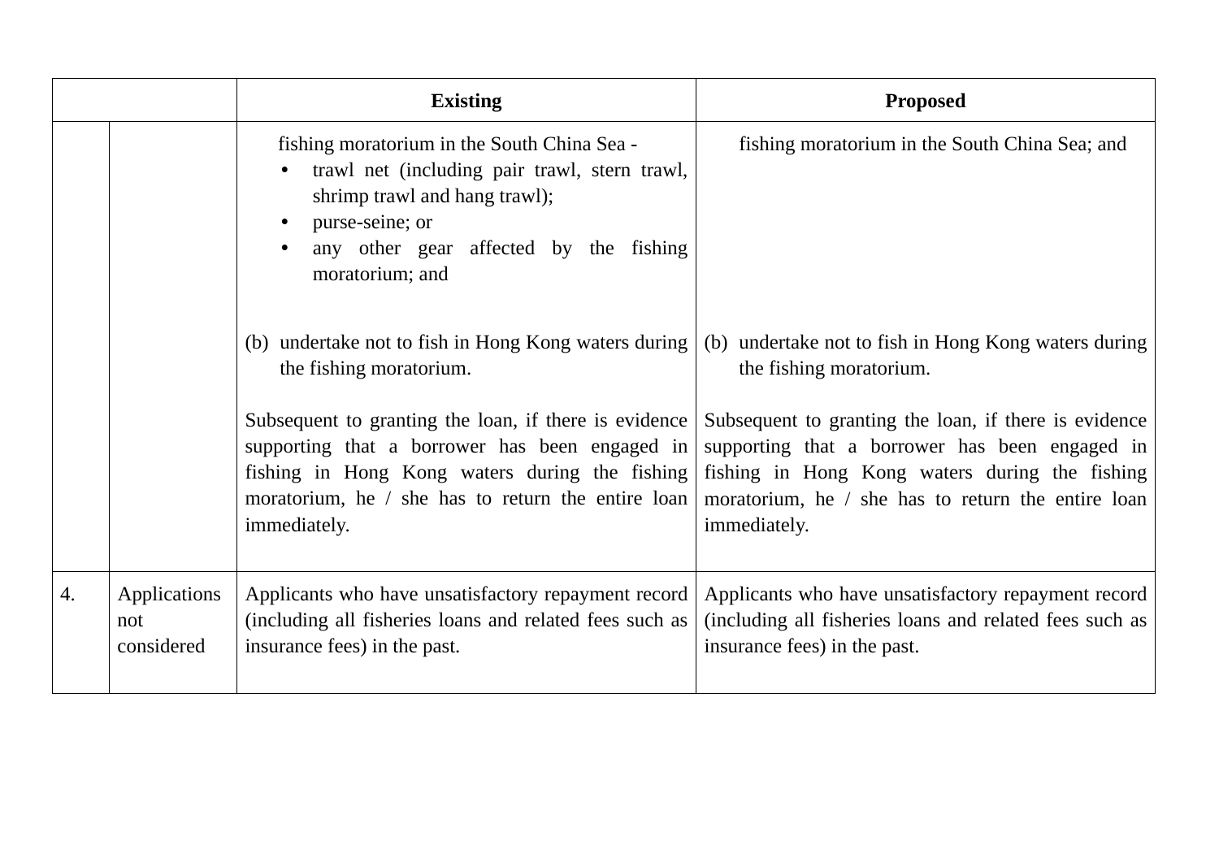| | | Existing | Proposed |
|---|---|---|---|
| | | fishing moratorium in the South China Sea - <br>• trawl net (including pair trawl, stern trawl, shrimp trawl and hang trawl);<br>• purse-seine; or<br>• any other gear affected by the fishing moratorium; and<br><br>(b) undertake not to fish in Hong Kong waters during the fishing moratorium.<br><br>Subsequent to granting the loan, if there is evidence supporting that a borrower has been engaged in fishing in Hong Kong waters during the fishing moratorium, he / she has to return the entire loan immediately. | fishing moratorium in the South China Sea; and<br><br>(b) undertake not to fish in Hong Kong waters during the fishing moratorium.<br><br>Subsequent to granting the loan, if there is evidence supporting that a borrower has been engaged in fishing in Hong Kong waters during the fishing moratorium, he / she has to return the entire loan immediately. |
| 4. | Applications not considered | Applicants who have unsatisfactory repayment record (including all fisheries loans and related fees such as insurance fees) in the past. | Applicants who have unsatisfactory repayment record (including all fisheries loans and related fees such as insurance fees) in the past. |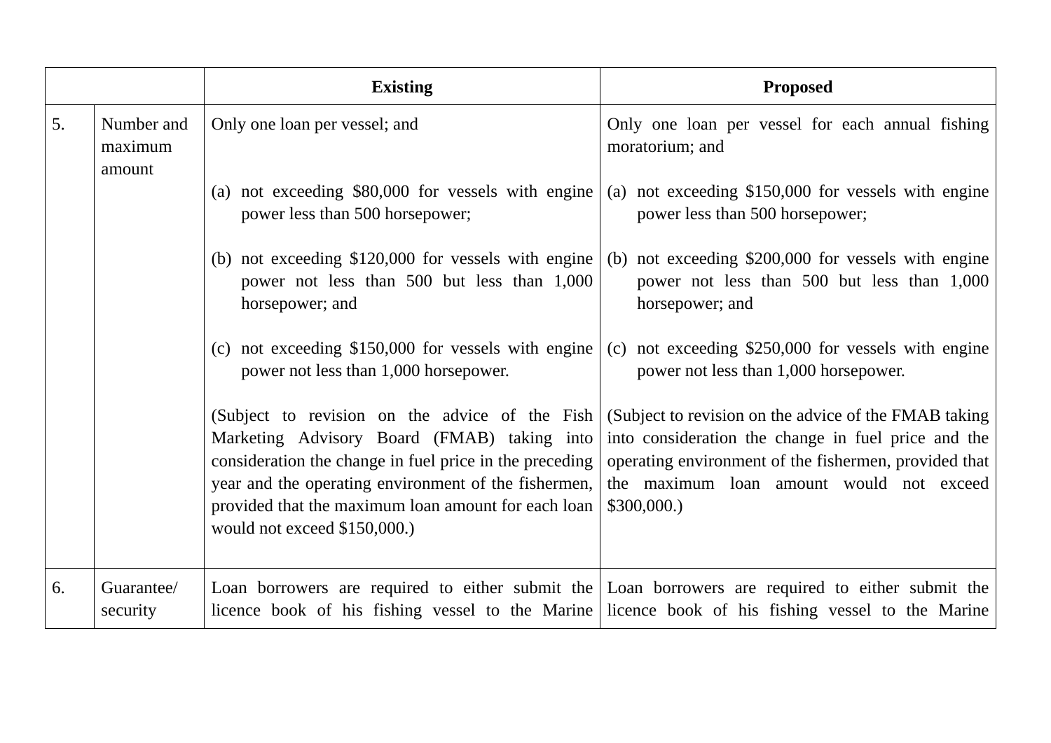| | | Existing | Proposed |
|---|---|---|---|
| 5. | Number and maximum amount | Only one loan per vessel; and<br><br>(a) not exceeding $80,000 for vessels with engine power less than 500 horsepower;<br><br>(b) not exceeding $120,000 for vessels with engine power not less than 500 but less than 1,000 horsepower; and<br><br>(c) not exceeding $150,000 for vessels with engine power not less than 1,000 horsepower.<br><br>(Subject to revision on the advice of the Fish Marketing Advisory Board (FMAB) taking into consideration the change in fuel price in the preceding year and the operating environment of the fishermen, provided that the maximum loan amount for each loan would not exceed $150,000.) | Only one loan per vessel for each annual fishing moratorium; and<br><br>(a) not exceeding $150,000 for vessels with engine power less than 500 horsepower;<br><br>(b) not exceeding $200,000 for vessels with engine power not less than 500 but less than 1,000 horsepower; and<br><br>(c) not exceeding $250,000 for vessels with engine power not less than 1,000 horsepower.<br><br>(Subject to revision on the advice of the FMAB taking into consideration the change in fuel price and the operating environment of the fishermen, provided that the maximum loan amount would not exceed $300,000.) |
| 6. | Guarantee/ security | Loan borrowers are required to either submit the licence book of his fishing vessel to the Marine | Loan borrowers are required to either submit the licence book of his fishing vessel to the Marine |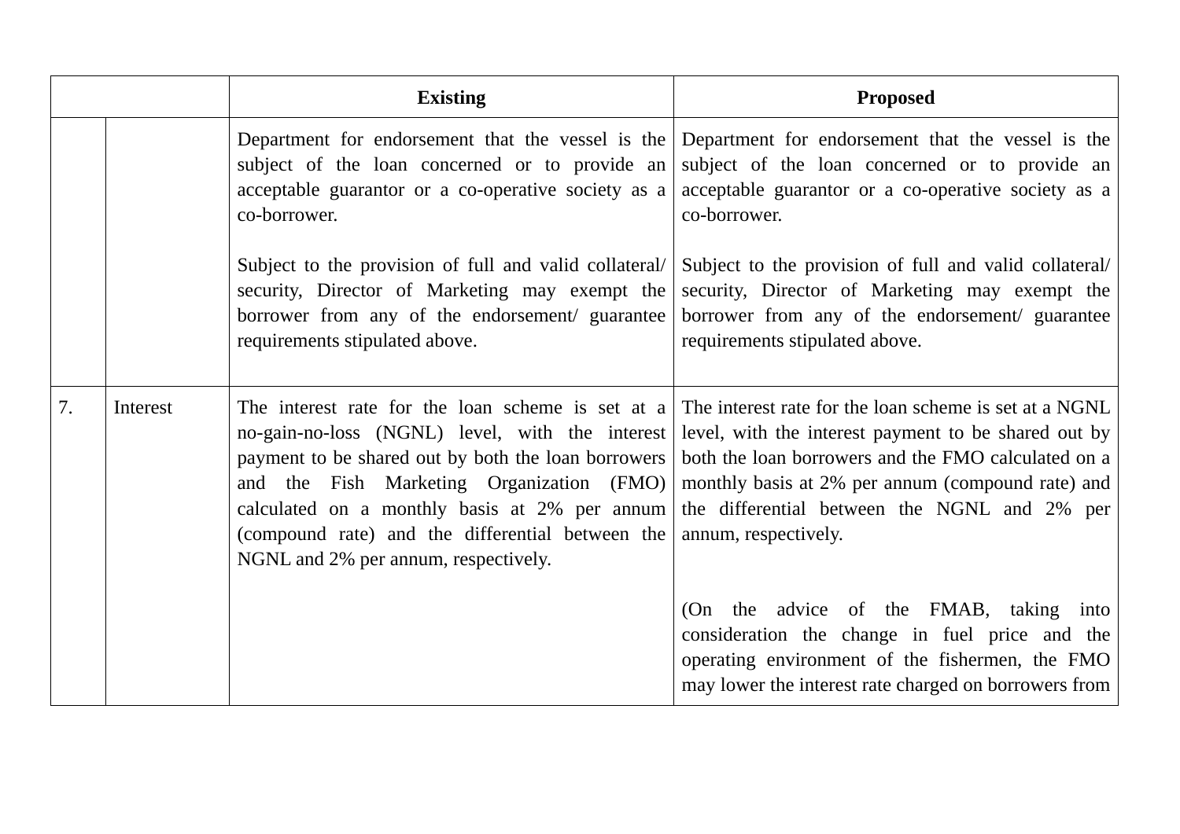| | | Existing | Proposed |
|---|---|---|---|
| | | Department for endorsement that the vessel is the subject of the loan concerned or to provide an acceptable guarantor or a co-operative society as a co-borrower.<br><br>Subject to the provision of full and valid collateral/ security, Director of Marketing may exempt the borrower from any of the endorsement/ guarantee requirements stipulated above. | Department for endorsement that the vessel is the subject of the loan concerned or to provide an acceptable guarantor or a co-operative society as a co-borrower.<br><br>Subject to the provision of full and valid collateral/ security, Director of Marketing may exempt the borrower from any of the endorsement/ guarantee requirements stipulated above. |
| 7. | Interest | The interest rate for the loan scheme is set at a no-gain-no-loss (NGNL) level, with the interest payment to be shared out by both the loan borrowers and the Fish Marketing Organization (FMO) calculated on a monthly basis at 2% per annum (compound rate) and the differential between the NGNL and 2% per annum, respectively. | The interest rate for the loan scheme is set at a NGNL level, with the interest payment to be shared out by both the loan borrowers and the FMO calculated on a monthly basis at 2% per annum (compound rate) and the differential between the NGNL and 2% per annum, respectively.<br><br>(On the advice of the FMAB, taking into consideration the change in fuel price and the operating environment of the fishermen, the FMO may lower the interest rate charged on borrowers from |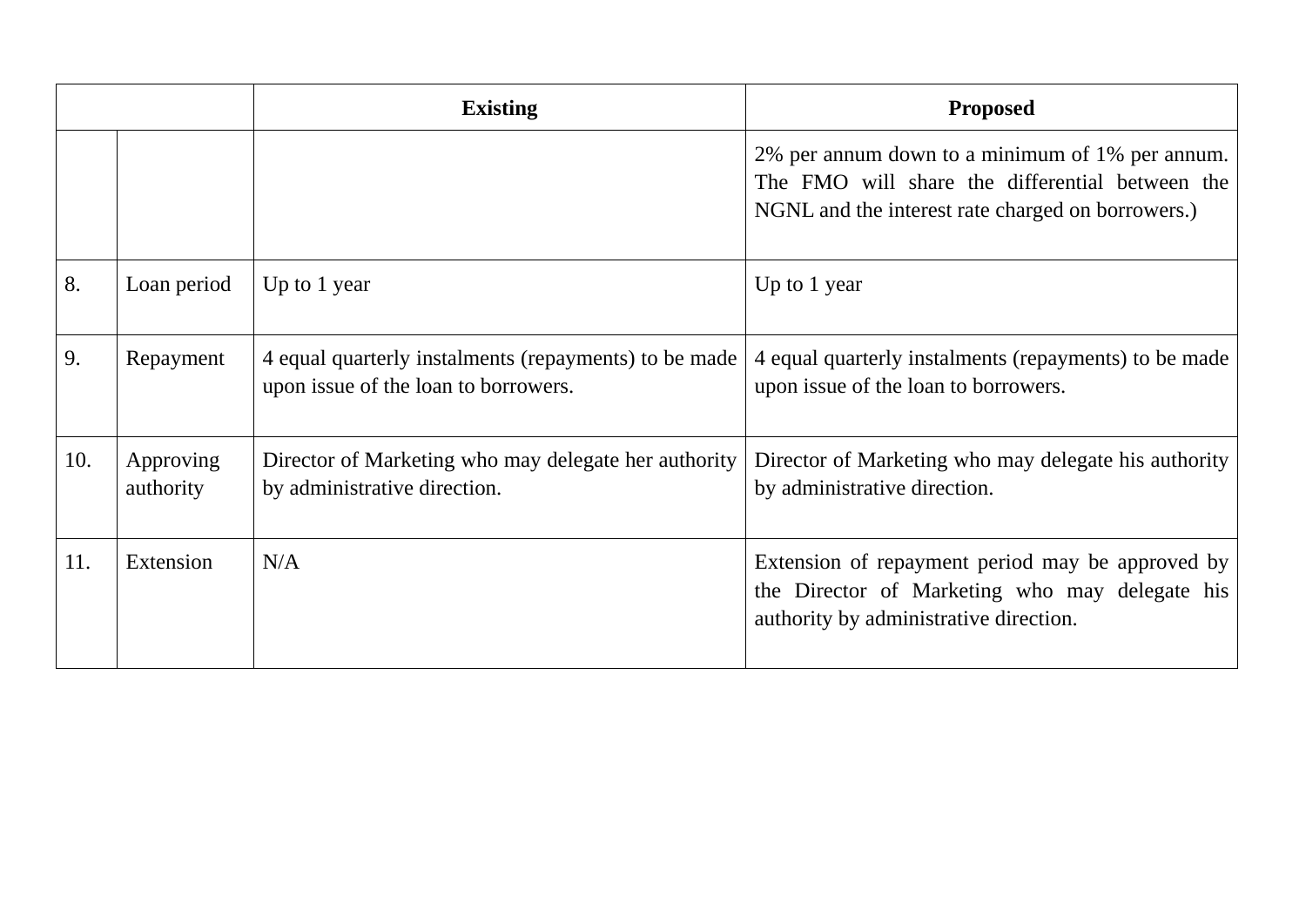| | | Existing | Proposed |
|---|---|---|---|
| | | | 2% per annum down to a minimum of 1% per annum. The FMO will share the differential between the NGNL and the interest rate charged on borrowers.) |
| 8. | Loan period | Up to 1 year | Up to 1 year |
| 9. | Repayment | 4 equal quarterly instalments (repayments) to be made upon issue of the loan to borrowers. | 4 equal quarterly instalments (repayments) to be made upon issue of the loan to borrowers. |
| 10. | Approving authority | Director of Marketing who may delegate her authority by administrative direction. | Director of Marketing who may delegate his authority by administrative direction. |
| 11. | Extension | N/A | Extension of repayment period may be approved by the Director of Marketing who may delegate his authority by administrative direction. |